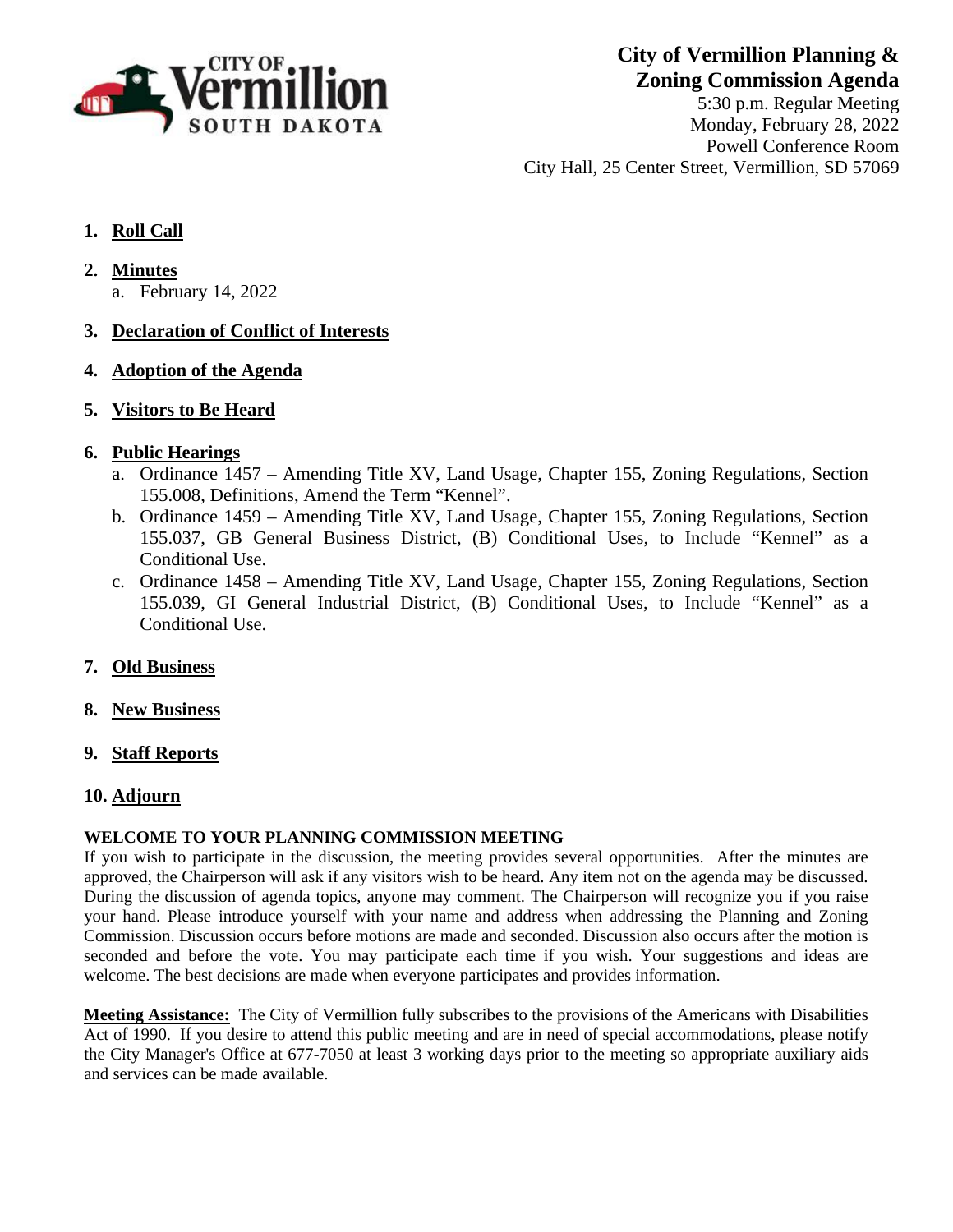# City of Vermillion Planning & Zoning Commission Agenda

5:30 p.m. Regular Meeting
Monday, February 28, 2022
Powell Conference Room
City Hall, 25 Center Street, Vermillion, SD 57069

1. **Roll Call**

2. **Minutes**
   a. February 14, 2022

3. **Declaration of Conflict of Interests**

4. **Adoption of the Agenda**

5. **Visitors to Be Heard**

6. **Public Hearings**
   a. Ordinance 1457 – Amending Title XV, Land Usage, Chapter 155, Zoning Regulations, Section 155.008, Definitions, Amend the Term "Kennel".
   b. Ordinance 1459 – Amending Title XV, Land Usage, Chapter 155, Zoning Regulations, Section 155.037, GB General Business District, (B) Conditional Uses, to Include "Kennel" as a Conditional Use.
   c. Ordinance 1458 – Amending Title XV, Land Usage, Chapter 155, Zoning Regulations, Section 155.039, GI General Industrial District, (B) Conditional Uses, to Include "Kennel" as a Conditional Use.

7. **Old Business**

8. **New Business**

9. **Staff Reports**

10. **Adjourn**

**WELCOME TO YOUR PLANNING COMMISSION MEETING**

If you wish to participate in the discussion, the meeting provides several opportunities. After the minutes are approved, the Chairperson will ask if any visitors wish to be heard. Any item not on the agenda may be discussed. During the discussion of agenda topics, anyone may comment. The Chairperson will recognize you if you raise your hand. Please introduce yourself with your name and address when addressing the Planning and Zoning Commission. Discussion occurs before motions are made and seconded. Discussion also occurs after the motion is seconded and before the vote. You may participate each time if you wish. Your suggestions and ideas are welcome. The best decisions are made when everyone participates and provides information.

**Meeting Assistance:** The City of Vermillion fully subscribes to the provisions of the Americans with Disabilities Act of 1990. If you desire to attend this public meeting and are in need of special accommodations, please notify the City Manager's Office at 677-7050 at least 3 working days prior to the meeting so appropriate auxiliary aids and services can be made available.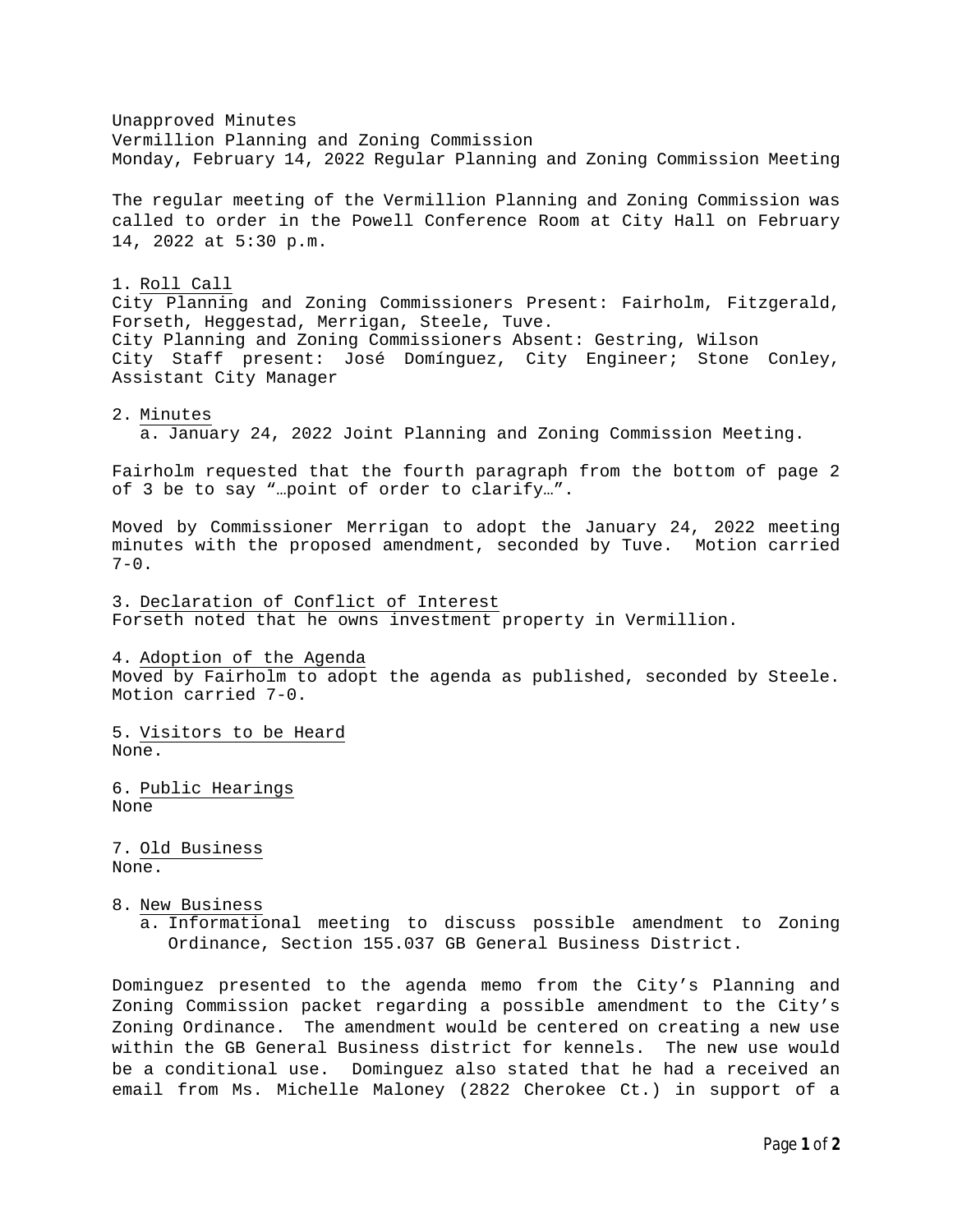Unapproved Minutes
Vermillion Planning and Zoning Commission
Monday, February 14, 2022 Regular Planning and Zoning Commission Meeting

The regular meeting of the Vermillion Planning and Zoning Commission was called to order in the Powell Conference Room at City Hall on February 14, 2022 at 5:30 p.m.

1. Roll Call

City Planning and Zoning Commissioners Present: Fairholm, Fitzgerald, Forseth, Heggestad, Merrigan, Steele, Tuve.
City Planning and Zoning Commissioners Absent: Gestring, Wilson
City Staff present: José Domínguez, City Engineer; Stone Conley, Assistant City Manager

2. Minutes
   a. January 24, 2022 Joint Planning and Zoning Commission Meeting.

Fairholm requested that the fourth paragraph from the bottom of page 2 of 3 be to say "…point of order to clarify…".

Moved by Commissioner Merrigan to adopt the January 24, 2022 meeting minutes with the proposed amendment, seconded by Tuve. Motion carried 7-0.

3. Declaration of Conflict of Interest

Forseth noted that he owns investment property in Vermillion.

4. Adoption of the Agenda

Moved by Fairholm to adopt the agenda as published, seconded by Steele. Motion carried 7-0.

5. Visitors to be Heard

None.

6. Public Hearings

None

7. Old Business

None.

8. New Business
   a. Informational meeting to discuss possible amendment to Zoning Ordinance, Section 155.037 GB General Business District.

Dominguez presented to the agenda memo from the City's Planning and Zoning Commission packet regarding a possible amendment to the City's Zoning Ordinance. The amendment would be centered on creating a new use within the GB General Business district for kennels. The new use would be a conditional use. Dominguez also stated that he had a received an email from Ms. Michelle Maloney (2822 Cherokee Ct.) in support of a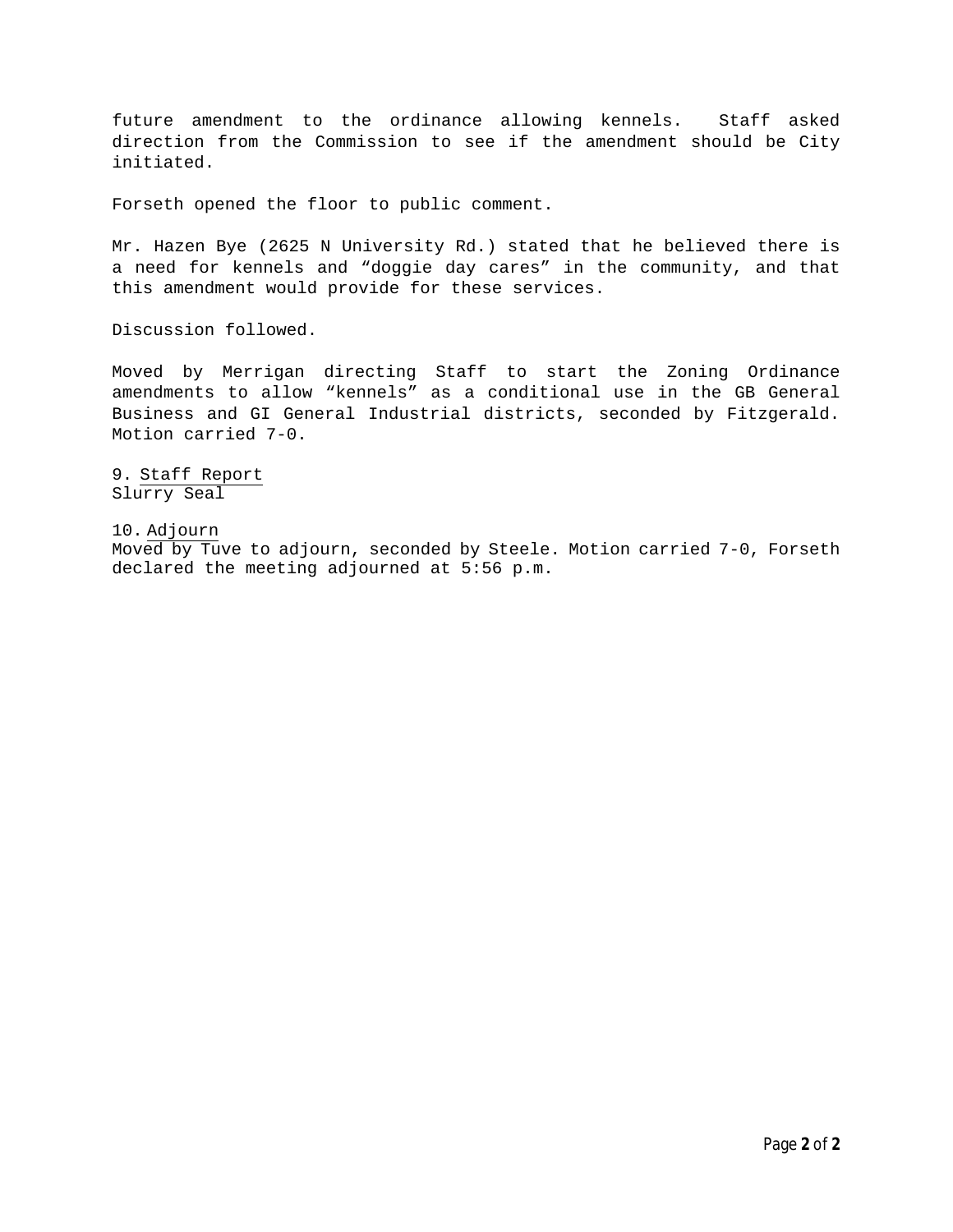future amendment to the ordinance allowing kennels. Staff asked direction from the Commission to see if the amendment should be City initiated.

Forseth opened the floor to public comment.

Mr. Hazen Bye (2625 N University Rd.) stated that he believed there is a need for kennels and "doggie day cares" in the community, and that this amendment would provide for these services.

Discussion followed.

Moved by Merrigan directing Staff to start the Zoning Ordinance amendments to allow "kennels" as a conditional use in the GB General Business and GI General Industrial districts, seconded by Fitzgerald. Motion carried 7-0.

9. Staff Report
Slurry Seal

10. Adjourn
Moved by Tuve to adjourn, seconded by Steele. Motion carried 7-0, Forseth declared the meeting adjourned at 5:56 p.m.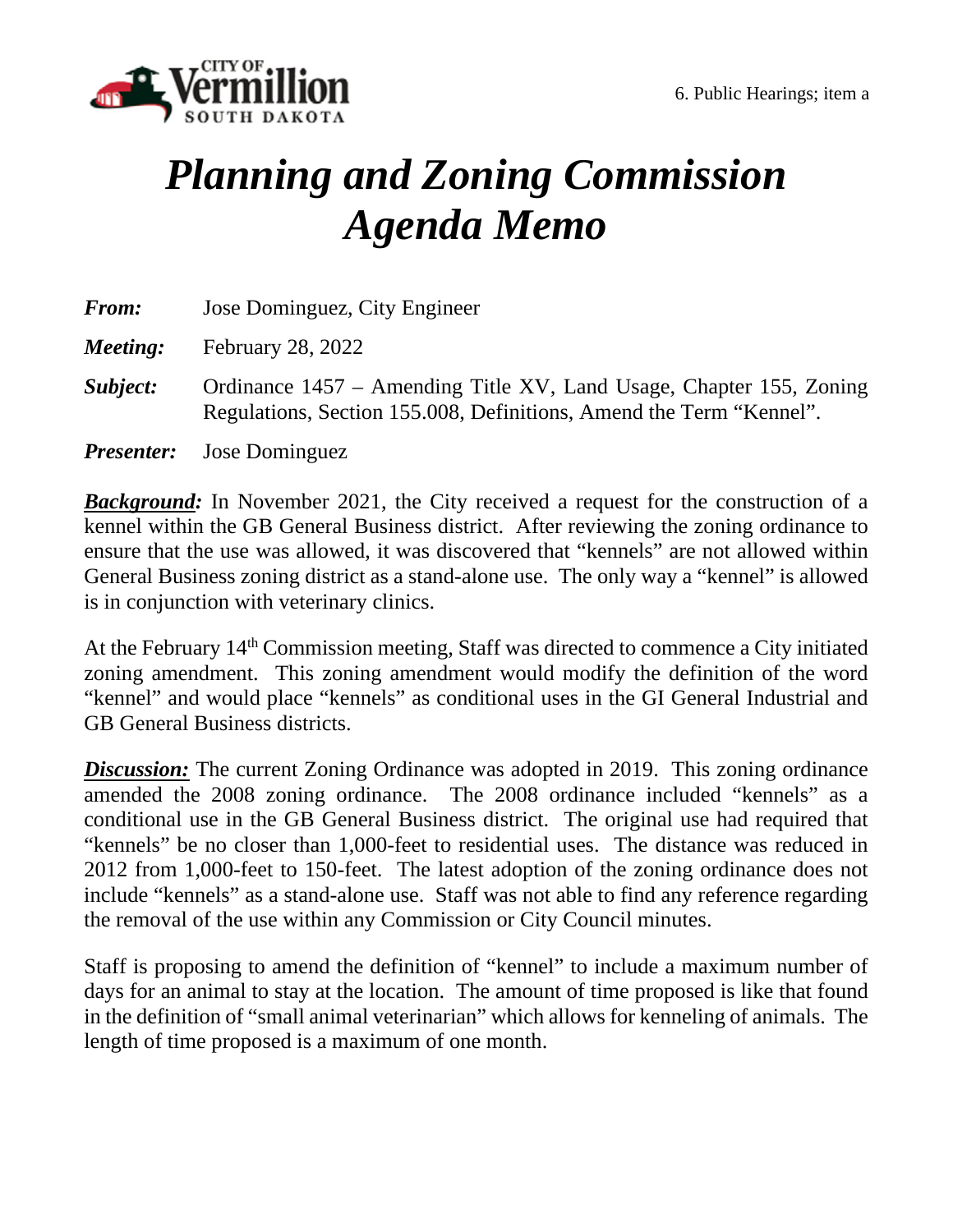6. Public Hearings; item a

# *Planning and Zoning Commission Agenda Memo*

***From:*** Jose Dominguez, City Engineer

***Meeting:*** February 28, 2022

***Subject:*** Ordinance 1457 – Amending Title XV, Land Usage, Chapter 155, Zoning Regulations, Section 155.008, Definitions, Amend the Term "Kennel".

***Presenter:*** Jose Dominguez

***Background:*** In November 2021, the City received a request for the construction of a kennel within the GB General Business district. After reviewing the zoning ordinance to ensure that the use was allowed, it was discovered that "kennels" are not allowed within General Business zoning district as a stand-alone use. The only way a "kennel" is allowed is in conjunction with veterinary clinics.

At the February 14th Commission meeting, Staff was directed to commence a City initiated zoning amendment. This zoning amendment would modify the definition of the word "kennel" and would place "kennels" as conditional uses in the GI General Industrial and GB General Business districts.

***Discussion:*** The current Zoning Ordinance was adopted in 2019. This zoning ordinance amended the 2008 zoning ordinance. The 2008 ordinance included "kennels" as a conditional use in the GB General Business district. The original use had required that "kennels" be no closer than 1,000-feet to residential uses. The distance was reduced in 2012 from 1,000-feet to 150-feet. The latest adoption of the zoning ordinance does not include "kennels" as a stand-alone use. Staff was not able to find any reference regarding the removal of the use within any Commission or City Council minutes.

Staff is proposing to amend the definition of "kennel" to include a maximum number of days for an animal to stay at the location. The amount of time proposed is like that found in the definition of "small animal veterinarian" which allows for kenneling of animals. The length of time proposed is a maximum of one month.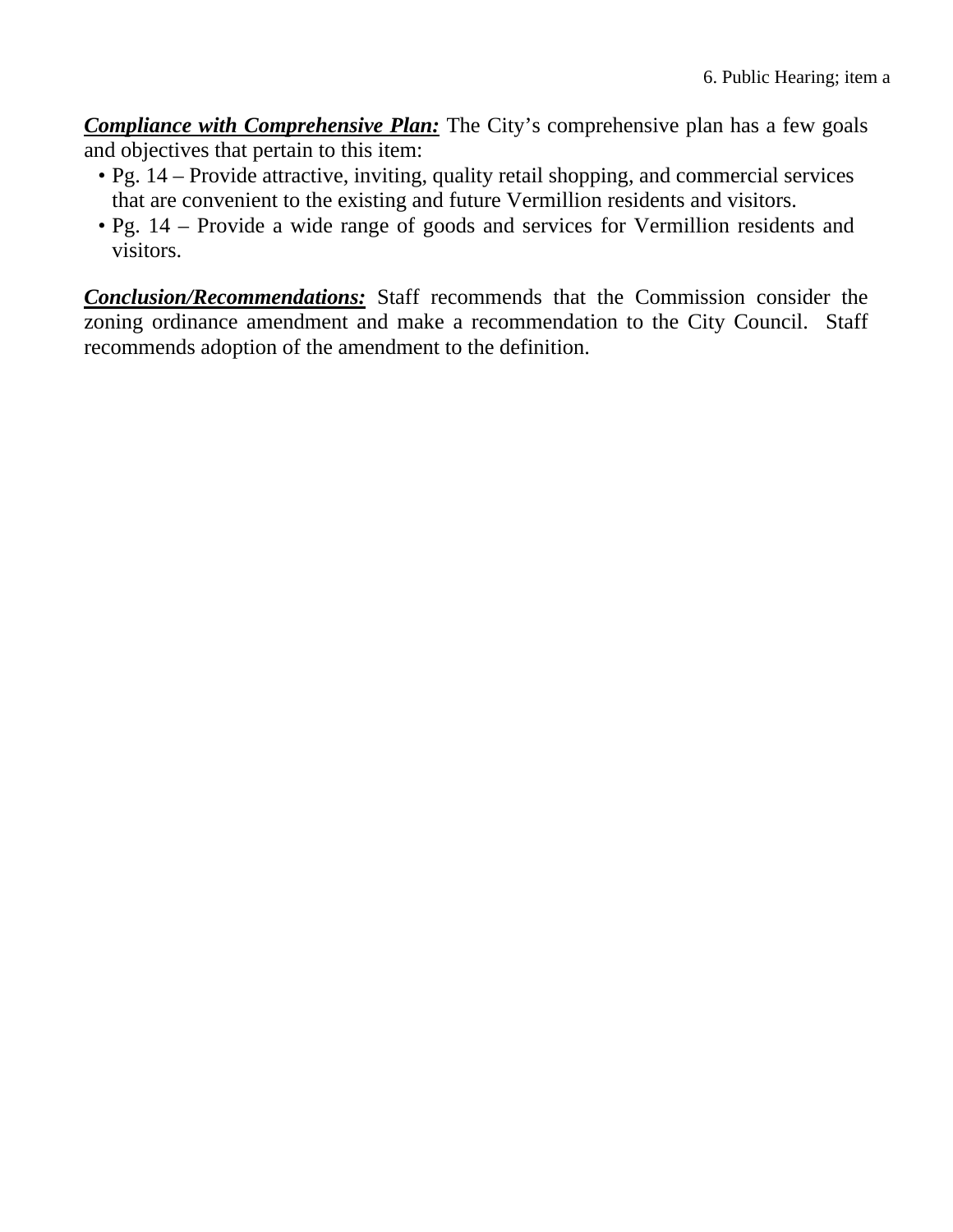***Compliance with Comprehensive Plan:*** The City's comprehensive plan has a few goals and objectives that pertain to this item:

- Pg. 14 – Provide attractive, inviting, quality retail shopping, and commercial services that are convenient to the existing and future Vermillion residents and visitors.
- Pg. 14 – Provide a wide range of goods and services for Vermillion residents and visitors.

***Conclusion/Recommendations:*** Staff recommends that the Commission consider the zoning ordinance amendment and make a recommendation to the City Council. Staff recommends adoption of the amendment to the definition.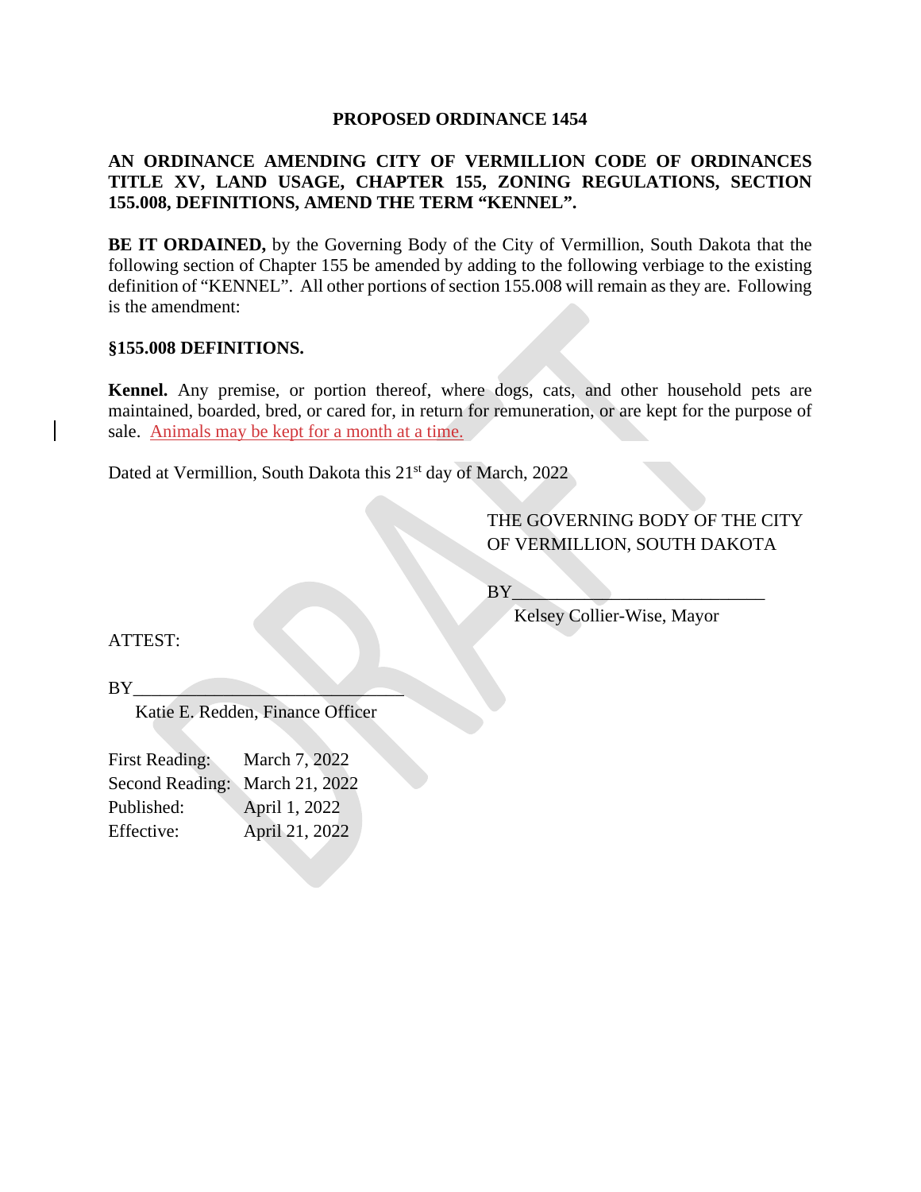**PROPOSED ORDINANCE 1454**

**AN ORDINANCE AMENDING CITY OF VERMILLION CODE OF ORDINANCES TITLE XV, LAND USAGE, CHAPTER 155, ZONING REGULATIONS, SECTION 155.008, DEFINITIONS, AMEND THE TERM "KENNEL".**

**BE IT ORDAINED,** by the Governing Body of the City of Vermillion, South Dakota that the following section of Chapter 155 be amended by adding to the following verbiage to the existing definition of "KENNEL". All other portions of section 155.008 will remain as they are. Following is the amendment:

**§155.008 DEFINITIONS.**

**Kennel.** Any premise, or portion thereof, where dogs, cats, and other household pets are maintained, boarded, bred, or cared for, in return for remuneration, or are kept for the purpose of sale. Animals may be kept for a month at a time.

Dated at Vermillion, South Dakota this 21st day of March, 2022

THE GOVERNING BODY OF THE CITY OF VERMILLION, SOUTH DAKOTA

BY_____________________________
Kelsey Collier-Wise, Mayor

ATTEST:

BY_____________________________
Katie E. Redden, Finance Officer

First Reading: March 7, 2022
Second Reading: March 21, 2022
Published: April 1, 2022
Effective: April 21, 2022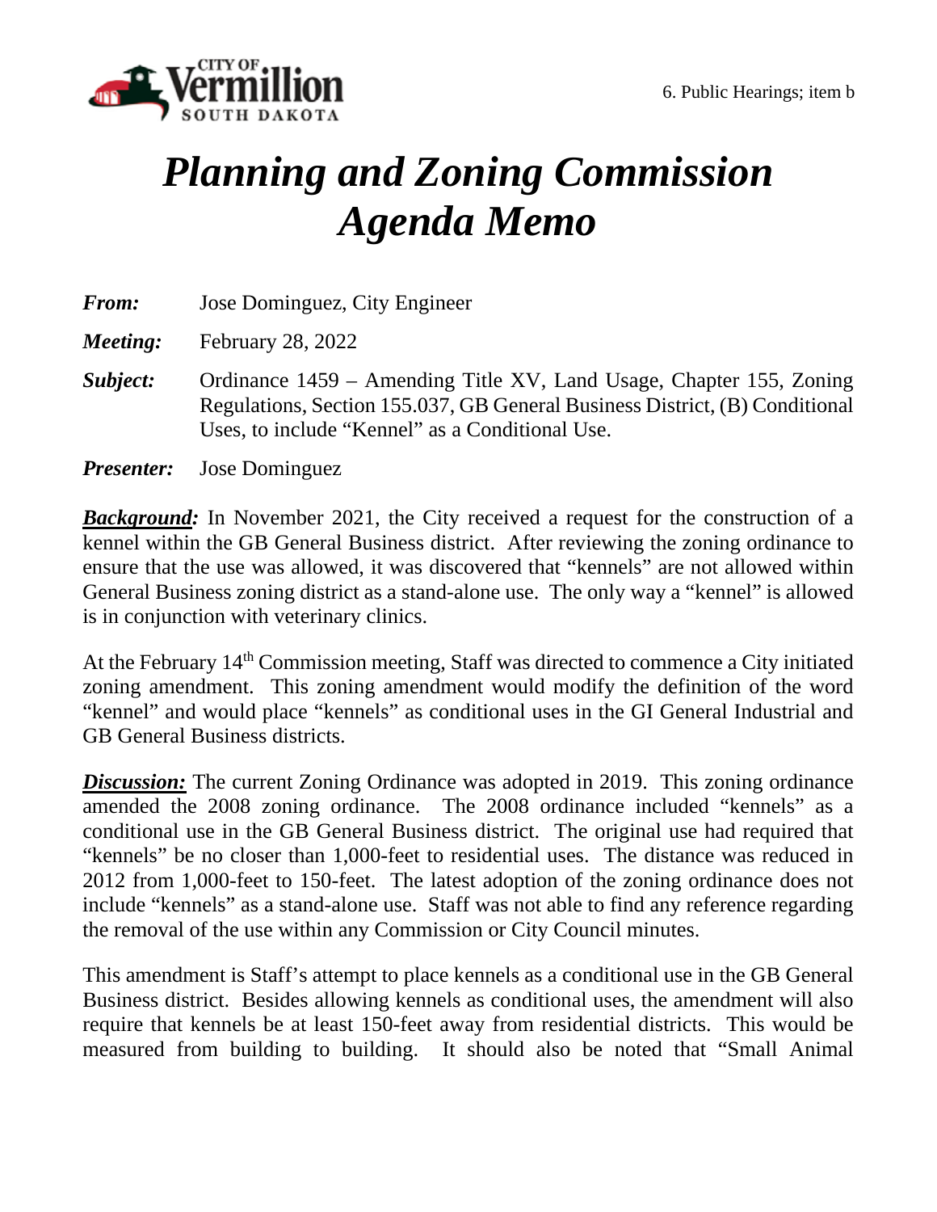6. Public Hearings; item b

# *Planning and Zoning Commission Agenda Memo*

***From:*** Jose Dominguez, City Engineer

***Meeting:*** February 28, 2022

***Subject:*** Ordinance 1459 – Amending Title XV, Land Usage, Chapter 155, Zoning Regulations, Section 155.037, GB General Business District, (B) Conditional Uses, to include "Kennel" as a Conditional Use.

***Presenter:*** Jose Dominguez

***Background:*** In November 2021, the City received a request for the construction of a kennel within the GB General Business district. After reviewing the zoning ordinance to ensure that the use was allowed, it was discovered that "kennels" are not allowed within General Business zoning district as a stand-alone use. The only way a "kennel" is allowed is in conjunction with veterinary clinics.

At the February 14th Commission meeting, Staff was directed to commence a City initiated zoning amendment. This zoning amendment would modify the definition of the word "kennel" and would place "kennels" as conditional uses in the GI General Industrial and GB General Business districts.

***Discussion:*** The current Zoning Ordinance was adopted in 2019. This zoning ordinance amended the 2008 zoning ordinance. The 2008 ordinance included "kennels" as a conditional use in the GB General Business district. The original use had required that "kennels" be no closer than 1,000-feet to residential uses. The distance was reduced in 2012 from 1,000-feet to 150-feet. The latest adoption of the zoning ordinance does not include "kennels" as a stand-alone use. Staff was not able to find any reference regarding the removal of the use within any Commission or City Council minutes.

This amendment is Staff's attempt to place kennels as a conditional use in the GB General Business district. Besides allowing kennels as conditional uses, the amendment will also require that kennels be at least 150-feet away from residential districts. This would be measured from building to building. It should also be noted that "Small Animal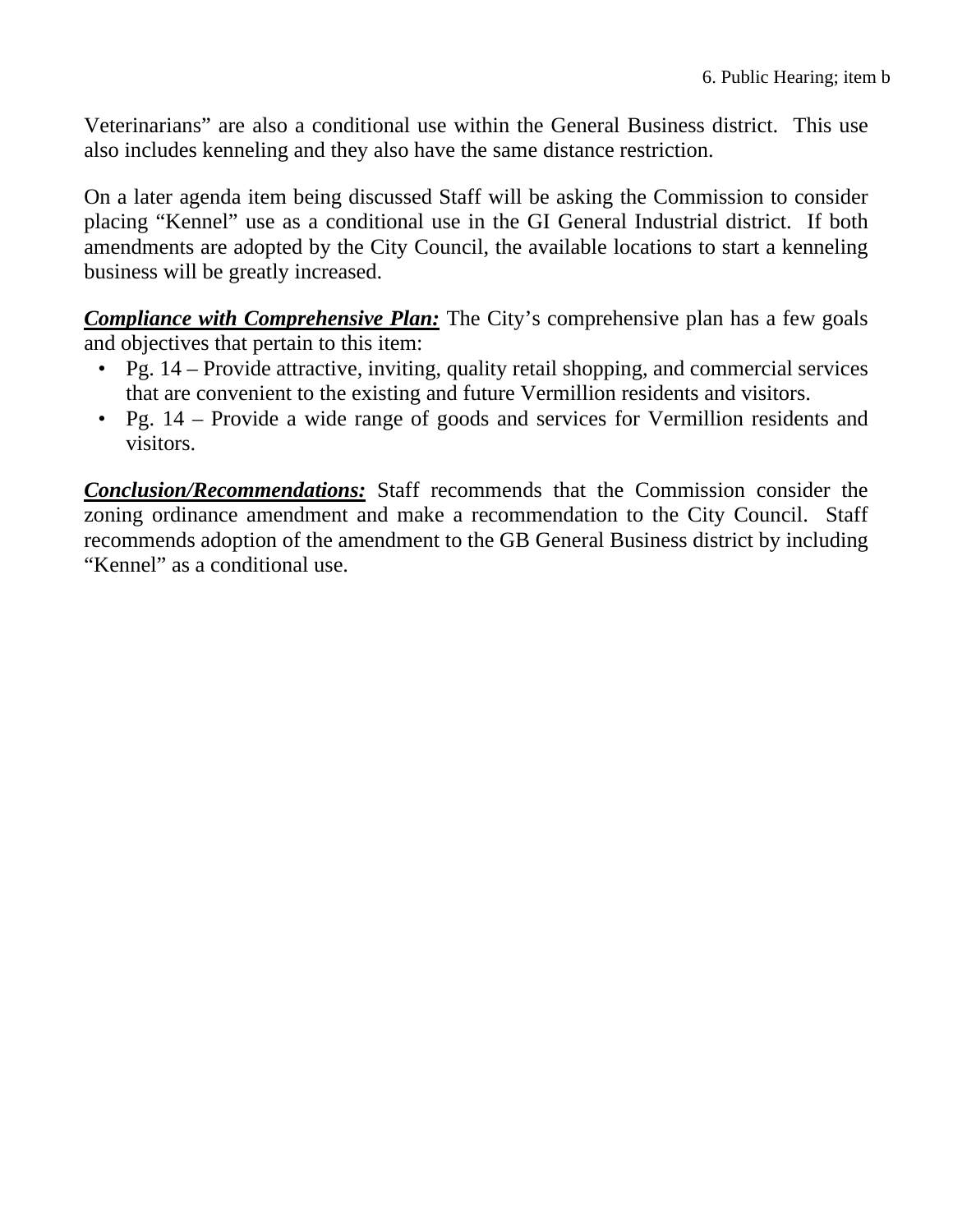Veterinarians" are also a conditional use within the General Business district. This use also includes kenneling and they also have the same distance restriction.

On a later agenda item being discussed Staff will be asking the Commission to consider placing "Kennel" use as a conditional use in the GI General Industrial district. If both amendments are adopted by the City Council, the available locations to start a kenneling business will be greatly increased.

***Compliance with Comprehensive Plan:*** The City's comprehensive plan has a few goals and objectives that pertain to this item:

- Pg. 14 – Provide attractive, inviting, quality retail shopping, and commercial services that are convenient to the existing and future Vermillion residents and visitors.
- Pg. 14 – Provide a wide range of goods and services for Vermillion residents and visitors.

***Conclusion/Recommendations:*** Staff recommends that the Commission consider the zoning ordinance amendment and make a recommendation to the City Council. Staff recommends adoption of the amendment to the GB General Business district by including "Kennel" as a conditional use.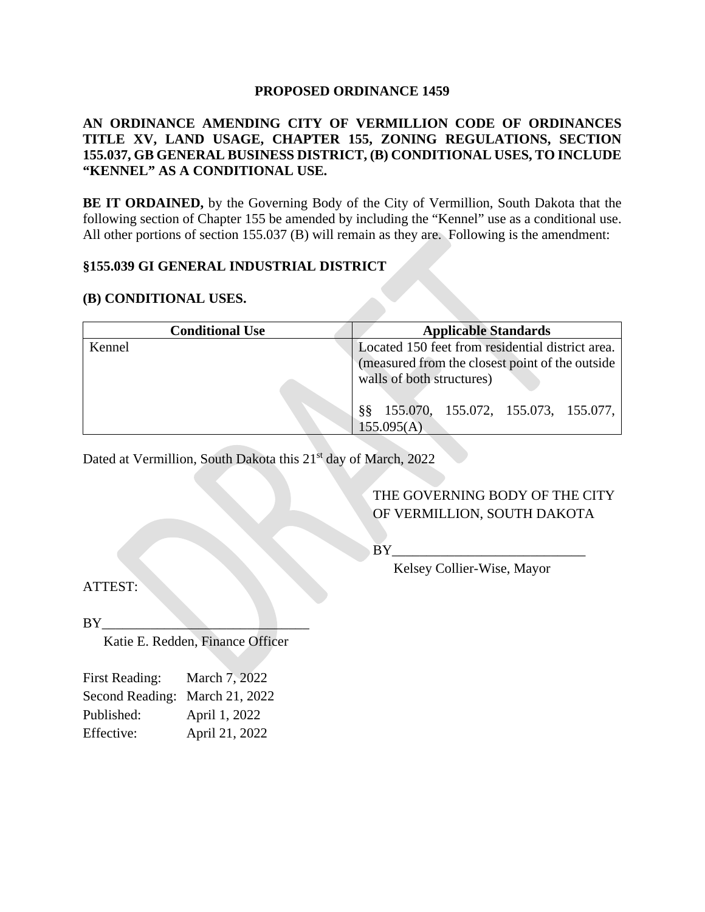**PROPOSED ORDINANCE 1459**

**AN ORDINANCE AMENDING CITY OF VERMILLION CODE OF ORDINANCES TITLE XV, LAND USAGE, CHAPTER 155, ZONING REGULATIONS, SECTION 155.037, GB GENERAL BUSINESS DISTRICT, (B) CONDITIONAL USES, TO INCLUDE "KENNEL" AS A CONDITIONAL USE.**

**BE IT ORDAINED,** by the Governing Body of the City of Vermillion, South Dakota that the following section of Chapter 155 be amended by including the "Kennel" use as a conditional use. All other portions of section 155.037 (B) will remain as they are. Following is the amendment:

**§155.039 GI GENERAL INDUSTRIAL DISTRICT**

**(B) CONDITIONAL USES.**

| Conditional Use | Applicable Standards |
|---|---|
| Kennel | Located 150 feet from residential district area. (measured from the closest point of the outside walls of both structures)<br><br>§§ 155.070, 155.072, 155.073, 155.077, 155.095(A) |

Dated at Vermillion, South Dakota this 21st day of March, 2022

THE GOVERNING BODY OF THE CITY OF VERMILLION, SOUTH DAKOTA

BY\_\_\_\_\_\_\_\_\_\_\_\_\_\_\_\_\_\_\_\_\_\_\_\_\_\_\_\_
Kelsey Collier-Wise, Mayor

ATTEST:

BY\_\_\_\_\_\_\_\_\_\_\_\_\_\_\_\_\_\_\_\_\_\_\_\_\_\_\_\_\_\_
Katie E. Redden, Finance Officer

First Reading: March 7, 2022
Second Reading: March 21, 2022
Published: April 1, 2022
Effective: April 21, 2022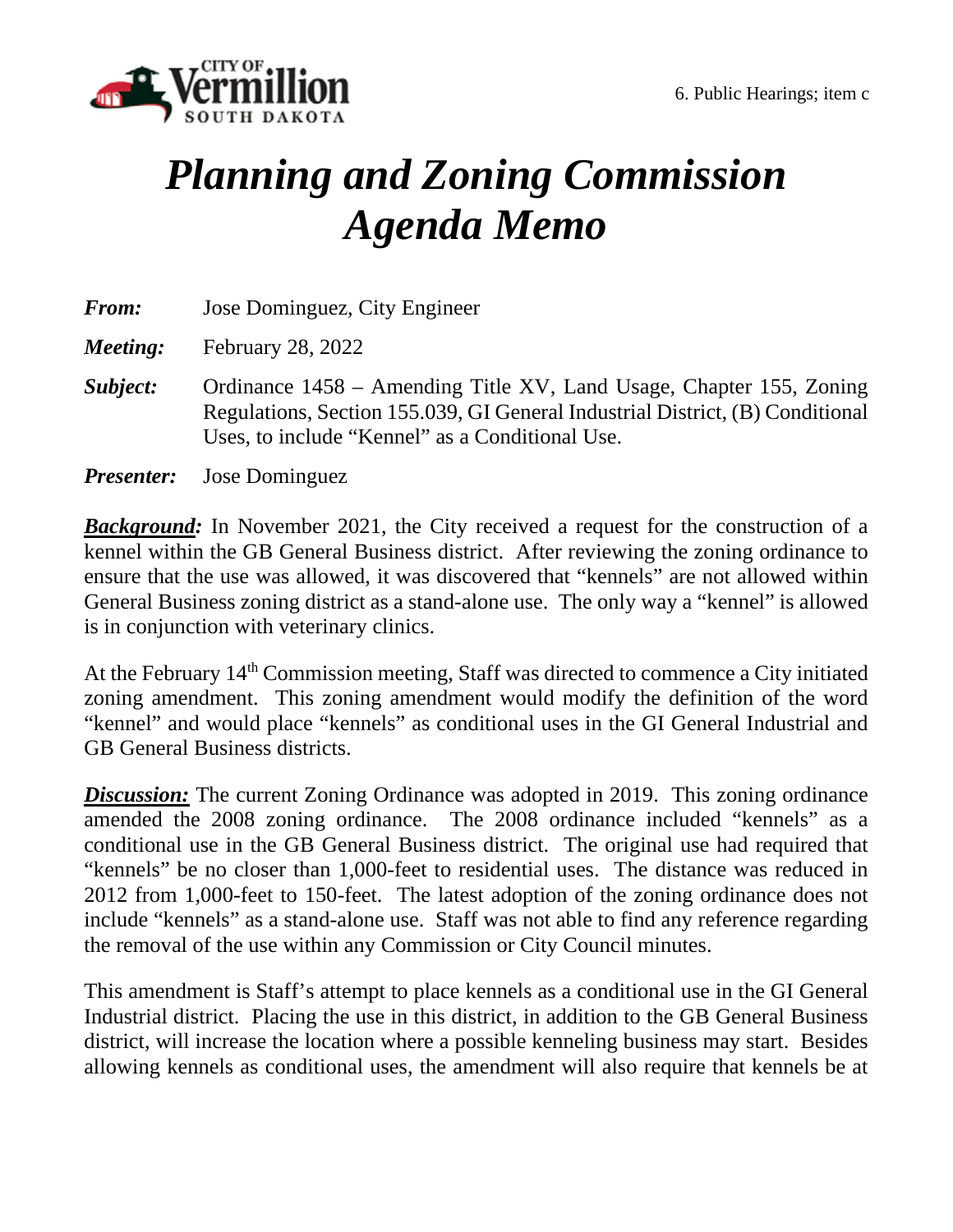6. Public Hearings; item c

# *Planning and Zoning Commission Agenda Memo*

***From:*** Jose Dominguez, City Engineer

***Meeting:*** February 28, 2022

***Subject:*** Ordinance 1458 – Amending Title XV, Land Usage, Chapter 155, Zoning Regulations, Section 155.039, GI General Industrial District, (B) Conditional Uses, to include "Kennel" as a Conditional Use.

***Presenter:*** Jose Dominguez

***Background:*** In November 2021, the City received a request for the construction of a kennel within the GB General Business district. After reviewing the zoning ordinance to ensure that the use was allowed, it was discovered that "kennels" are not allowed within General Business zoning district as a stand-alone use. The only way a "kennel" is allowed is in conjunction with veterinary clinics.

At the February 14th Commission meeting, Staff was directed to commence a City initiated zoning amendment. This zoning amendment would modify the definition of the word "kennel" and would place "kennels" as conditional uses in the GI General Industrial and GB General Business districts.

***Discussion:*** The current Zoning Ordinance was adopted in 2019. This zoning ordinance amended the 2008 zoning ordinance. The 2008 ordinance included "kennels" as a conditional use in the GB General Business district. The original use had required that "kennels" be no closer than 1,000-feet to residential uses. The distance was reduced in 2012 from 1,000-feet to 150-feet. The latest adoption of the zoning ordinance does not include "kennels" as a stand-alone use. Staff was not able to find any reference regarding the removal of the use within any Commission or City Council minutes.

This amendment is Staff's attempt to place kennels as a conditional use in the GI General Industrial district. Placing the use in this district, in addition to the GB General Business district, will increase the location where a possible kenneling business may start. Besides allowing kennels as conditional uses, the amendment will also require that kennels be at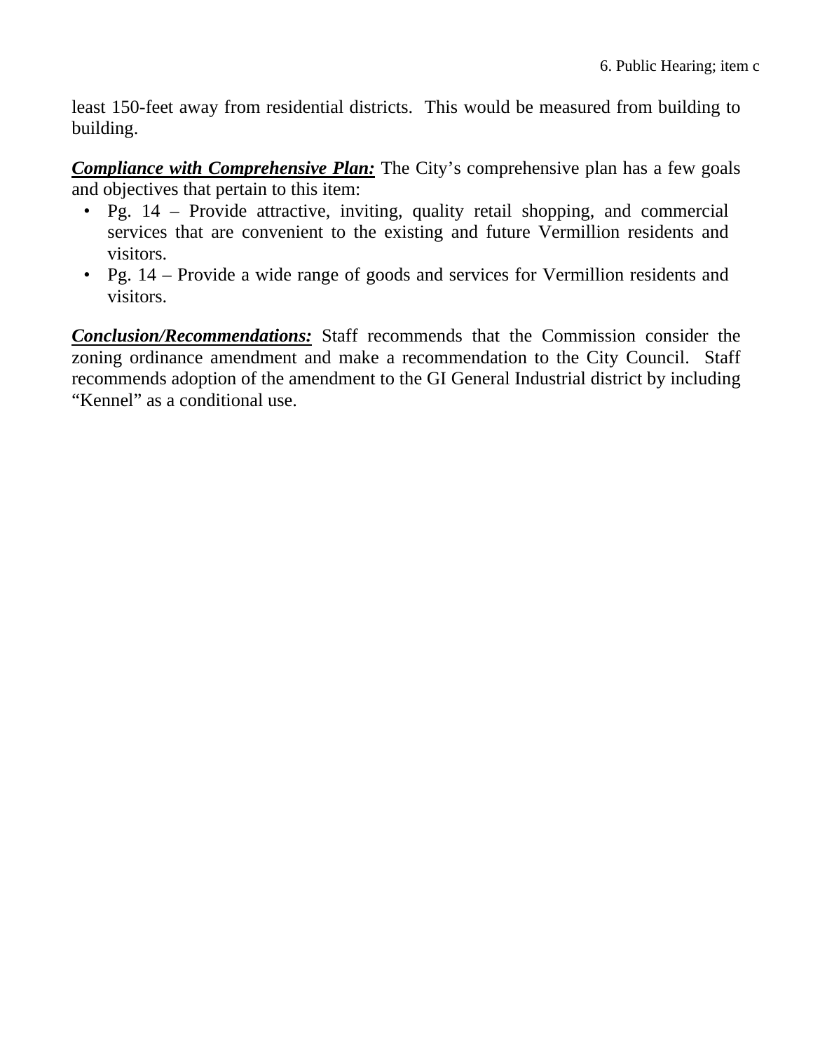least 150-feet away from residential districts. This would be measured from building to building.

***Compliance with Comprehensive Plan:*** The City's comprehensive plan has a few goals and objectives that pertain to this item:

- Pg. 14 – Provide attractive, inviting, quality retail shopping, and commercial services that are convenient to the existing and future Vermillion residents and visitors.
- Pg. 14 – Provide a wide range of goods and services for Vermillion residents and visitors.

***Conclusion/Recommendations:*** Staff recommends that the Commission consider the zoning ordinance amendment and make a recommendation to the City Council. Staff recommends adoption of the amendment to the GI General Industrial district by including "Kennel" as a conditional use.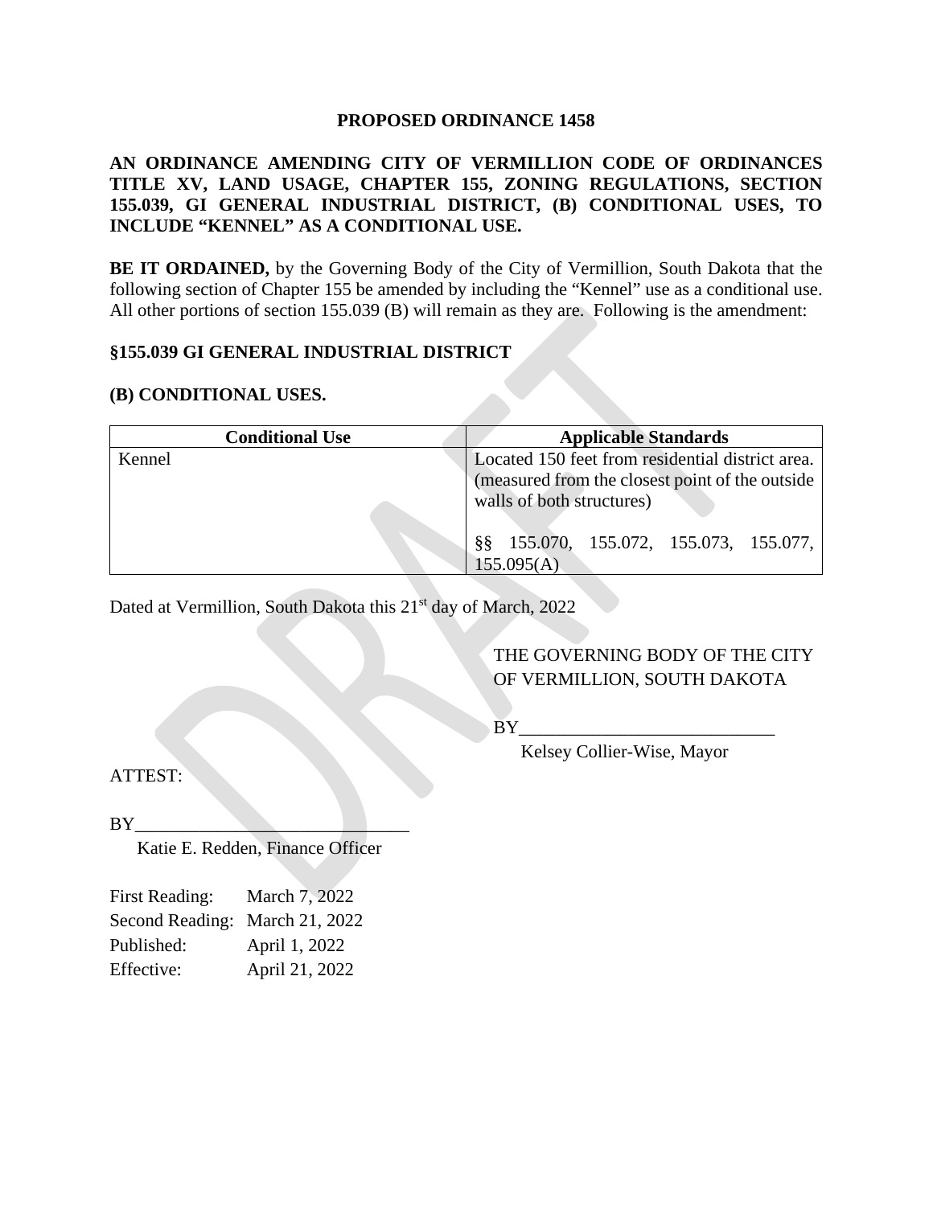**PROPOSED ORDINANCE 1458**

**AN ORDINANCE AMENDING CITY OF VERMILLION CODE OF ORDINANCES TITLE XV, LAND USAGE, CHAPTER 155, ZONING REGULATIONS, SECTION 155.039, GI GENERAL INDUSTRIAL DISTRICT, (B) CONDITIONAL USES, TO INCLUDE "KENNEL" AS A CONDITIONAL USE.**

**BE IT ORDAINED,** by the Governing Body of the City of Vermillion, South Dakota that the following section of Chapter 155 be amended by including the "Kennel" use as a conditional use. All other portions of section 155.039 (B) will remain as they are. Following is the amendment:

**§155.039 GI GENERAL INDUSTRIAL DISTRICT**

**(B) CONDITIONAL USES.**

| Conditional Use | Applicable Standards |
|---|---|
| Kennel | Located 150 feet from residential district area. (measured from the closest point of the outside walls of both structures)<br><br>§§ 155.070, 155.072, 155.073, 155.077, 155.095(A) |

Dated at Vermillion, South Dakota this 21st day of March, 2022

THE GOVERNING BODY OF THE CITY OF VERMILLION, SOUTH DAKOTA

BY____________________________
Kelsey Collier-Wise, Mayor

ATTEST:

BY____________________________
Katie E. Redden, Finance Officer

First Reading: March 7, 2022
Second Reading: March 21, 2022
Published: April 1, 2022
Effective: April 21, 2022